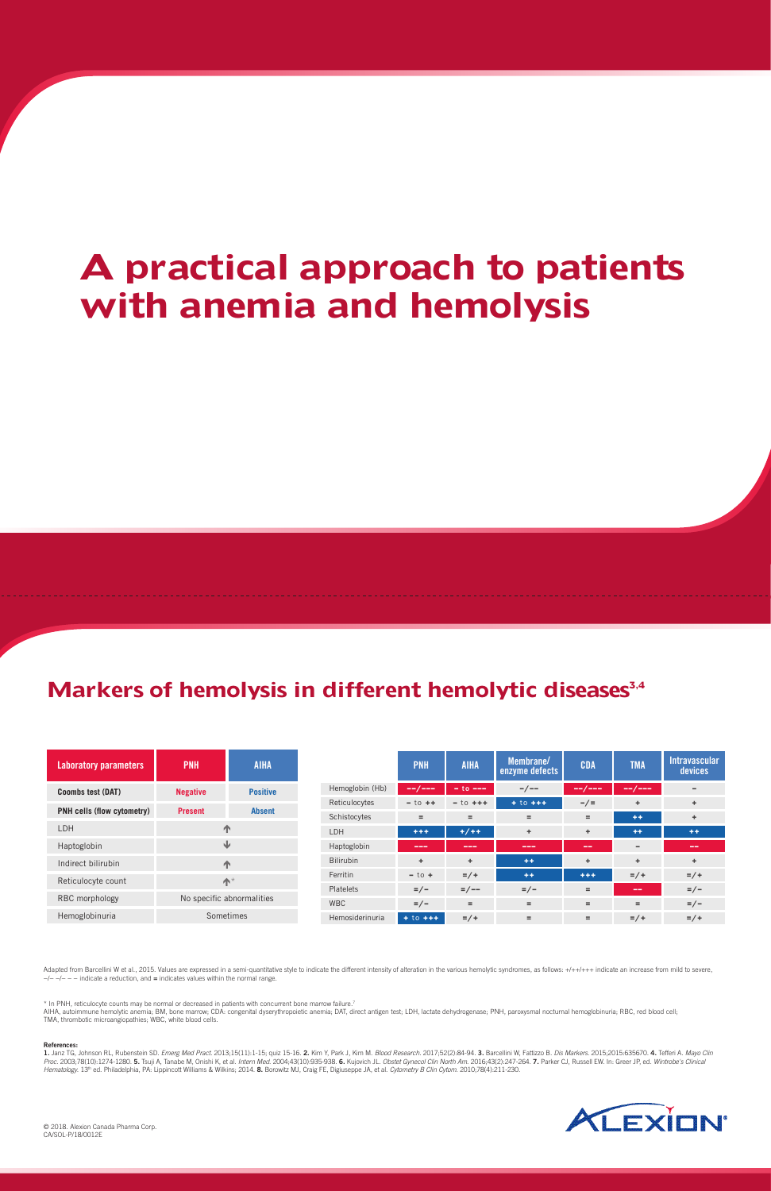# A practical approach to patients with anemia and hemolysis

## Markers of hemolysis in different hemolytic diseases[3,4]

| Laboratory parameters | PNH | AIHA |
|---|---|---|
| Coombs test (DAT) | Negative | Positive |
| PNH cells (flow cytometry) | Present | Absent |
| LDH | ↑ | |
| Haptoglobin | ↓ | |
| Indirect bilirubin | ↑ | |
| Reticulocyte count | ↑* | |
| RBC morphology | No specific abnormalities | |
| Hemoglobinuria | Sometimes | |

| | PNH | AIHA | Membrane/ enzyme defects | CDA | TMA | Intravascular devices |
|---|---|---|---|---|---|---|
| Hemoglobin (Hb) | – –/– – – | – to – – – | –/– – | – –/– – – | – –/– – – | – |
| Reticulocytes | – to ++ | – to +++ | + to +++ | –/= | + | + |
| Schistocytes | = | = | = | = | ++ | + |
| LDH | +++ | +/++ | + | + | ++ | ++ |
| Haptoglobin | – – – | – – – | – – – | – – | – | – – |
| Bilirubin | + | + | ++ | + | + | + |
| Ferritin | – to + | =/+ | ++ | +++ | =/+ | =/+ |
| Platelets | =/– | =/– – | =/– | = | – – | =/– |
| WBC | =/– | = | = | = | = | =/– |
| Hemosiderinuria | + to +++ | =/+ | = | = | =/+ | =/+ |

Adapted from Barcellini W et al., 2015. Values are expressed in a semi-quantitative style to indicate the different intensity of alteration in the various hemolytic syndromes, as follows: +/++/+++ indicate an increase from mild to severe, –/– –/– – – indicate a reduction, and = indicates values within the normal range.

\* In PNH, reticulocyte counts may be normal or decreased in patients with concurrent bone marrow failure.[7]
AIHA, autoimmune hemolytic anemia; BM, bone marrow; CDA: congenital dyserythropoietic anemia; DAT, direct antigen test; LDH, lactate dehydrogenase; PNH, paroxysmal nocturnal hemoglobinuria; RBC, red blood cell; TMA, thrombotic microangiopathies; WBC, white blood cells.

**References:**
**1.** Janz TG, Johnson RL, Rubenstein SD. *Emerg Med Pract.* 2013;15(11):1-15; quiz 15-16. **2.** Kim Y, Park J, Kim M. *Blood Research.* 2017;52(2):84-94. **3.** Barcellini W, Fattizzo B. *Dis Markers.* 2015;2015:635670. **4.** Tefferi A. *Mayo Clin Proc.* 2003;78(10):1274-1280. **5.** Tsuji A, Tanabe M, Onishi K, et al. *Intern Med.* 2004;43(10):935-938. **6.** Kujovich JL. *Obstet Gynecol Clin North Am.* 2016;43(2):247-264. **7.** Parker CJ, Russell EW. In: Greer JP, ed. *Wintrobe's Clinical Hematology.* 13th ed. Philadelphia, PA: Lippincott Williams & Wilkins; 2014. **8.** Borowitz MJ, Craig FE, Digiuseppe JA, et al. *Cytometry B Clin Cytom.* 2010;78(4):211-230.

© 2018. Alexion Canada Pharma Corp.
CA/SOL-P/18/0012E

ALEXION®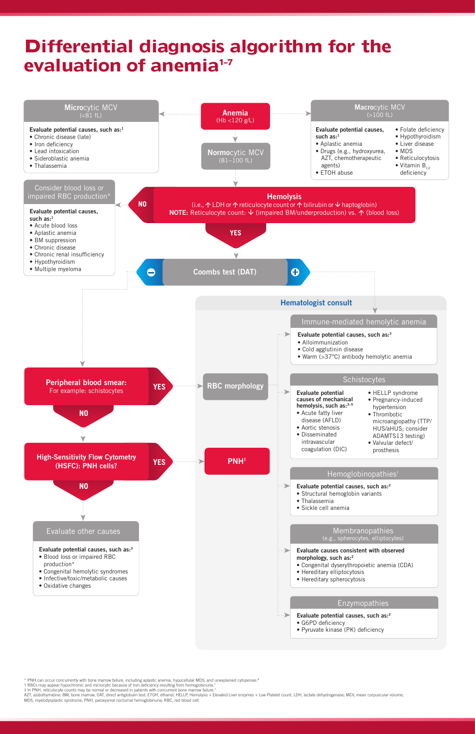# Differential diagnosis algorithm for the evaluation of anemia[1–7]

**Anemia**
(Hb <120 g/L)

**Microcytic MCV**
(<81 fL)

Evaluate potential causes, such as:[1]
- Chronic disease (late)
- Iron deficiency
- Lead intoxication
- Sideroblastic anemia
- Thalassemia

**Normocytic MCV**
(81–100 fL)

**Macrocytic MCV**
(>100 fL)

Evaluate potential causes, such as:[1]
- Aplastic anemia
- Drugs (e.g., hydroxyurea, AZT, chemotherapeutic agents)
- ETOH abuse
- Folate deficiency
- Hypothyroidism
- Liver disease
- MDS
- Reticulocytosis
- Vitamin $B_{12}$ deficiency

**Hemolysis**
(i.e., ↑ LDH or ↑ reticulocyte count or ↑ bilirubin or ↓ haptoglobin)
NOTE: Reticulocyte count: ↓ (impaired BM/underproduction) vs. ↑ (blood loss)

NO →

**Consider blood loss or impaired RBC production***

Evaluate potential causes, such as:[1]
- Acute blood loss
- Aplastic anemia
- BM suppression
- Chronic disease
- Chronic renal insufficiency
- Hypothyroidism
- Multiple myeloma

YES →

**Coombs test (DAT)**

(+) → **Hematologist consult**

**Immune-mediated hemolytic anemia**

Evaluate potential causes, such as:[3]
- Alloimmunization
- Cold agglutinin disease
- Warm (>37°C) antibody hemolytic anemia

(−) →

**Peripheral blood smear:** For example: schistocytes

YES → **RBC morphology**

**Schistocytes**

Evaluate potential causes of mechanical hemolysis, such as:[3–5]
- Acute fatty liver disease (AFLD)
- Aortic stenosis
- Disseminated intravascular coagulation (DIC)
- HELLP syndrome
- Pregnancy-induced hypertension
- Thrombotic microangiopathy (TTP/HUS/aHUS; consider ADAMTS13 testing)
- Valvular defect/prosthesis

**Hemoglobinopathies†**

Evaluate potential causes, such as:[2]
- Structural hemoglobin variants
- Thalassemia
- Sickle cell anemia

**Membranopathies**
(e.g., spherocytes, elliptocytes)

Evaluate causes consistent with observed morphology, such as:[2]
- Congenital dyserythropoietic anemia (CDA)
- Hereditary elliptocytosis
- Hereditary spherocytosis

**Enzymopathies**

Evaluate potential causes, such as:[2]
- G6PD deficiency
- Pyruvate kinase (PK) deficiency

NO →

**High-Sensitivity Flow Cytometry (HSFC): PNH cells?**

YES → **PNH‡**

NO →

**Evaluate other causes**

Evaluate potential causes, such as:[3]
- Blood loss or impaired RBC production*
- Congenital hemolytic syndromes
- Infective/toxic/metabolic causes
- Oxidative changes

\* PNH can occur concurrently with bone marrow failure, including aplastic anemia, hypocellular MDS, and unexplained cytopenias.[8]
† RBCs may appear hypochromic and microcytic because of iron deficiency resulting from hemoglobinuria.[7]
‡ In PNH, reticulocyte counts may be normal or decreased in patients with concurrent bone marrow failure.[7]
AZT, azidothymidine; BM, bone marrow; DAT, direct antiglobulin test; ETOH, ethanol; HELLP, Hemolysis + Elevated Liver enzymes + Low Platelet count; LDH, lactate dehydrogenase; MCV, mean corpuscular volume; MDS, myelodysplastic syndrome; PNH, paroxysmal nocturnal hemoglobinuria; RBC, red blood cell.